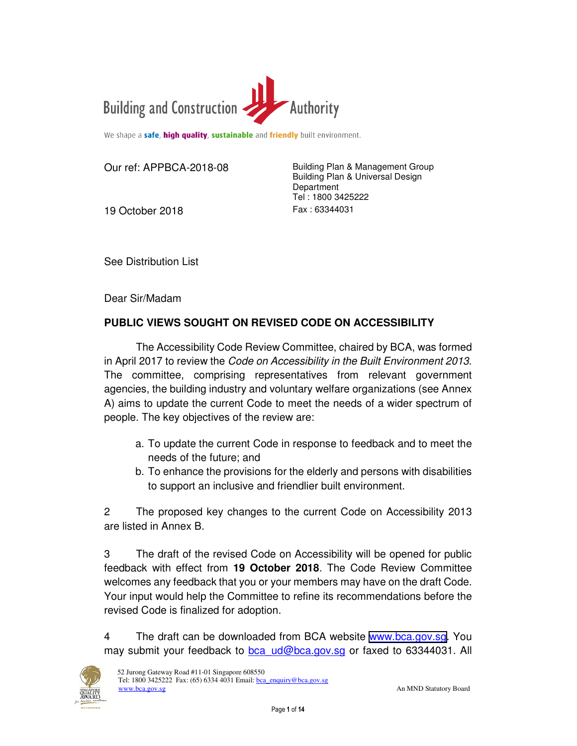Building and Construction Authority

We shape a **safe**, **high quality**, **sustainable** and **friendly** built environment.

Our ref: APPBCA-2018-08

19 October 2018

Building Plan & Management Group
Building Plan & Universal Design Department
Tel : 1800 3425222
Fax : 63344031

See Distribution List

Dear Sir/Madam

**PUBLIC VIEWS SOUGHT ON REVISED CODE ON ACCESSIBILITY**

The Accessibility Code Review Committee, chaired by BCA, was formed in April 2017 to review the *Code on Accessibility in the Built Environment 2013*. The committee, comprising representatives from relevant government agencies, the building industry and voluntary welfare organizations (see Annex A) aims to update the current Code to meet the needs of a wider spectrum of people. The key objectives of the review are:

a. To update the current Code in response to feedback and to meet the needs of the future; and
b. To enhance the provisions for the elderly and persons with disabilities to support an inclusive and friendlier built environment.

2 The proposed key changes to the current Code on Accessibility 2013 are listed in Annex B.

3 The draft of the revised Code on Accessibility will be opened for public feedback with effect from **19 October 2018**. The Code Review Committee welcomes any feedback that you or your members may have on the draft Code. Your input would help the Committee to refine its recommendations before the revised Code is finalized for adoption.

4 The draft can be downloaded from BCA website www.bca.gov.sg. You may submit your feedback to bca_ud@bca.gov.sg or faxed to 63344031. All

52 Jurong Gateway Road #11-01 Singapore 608550
Tel: 1800 3425222 Fax: (65) 6334 4031 Email: bca_enquiry@bca.gov.sg
www.bca.gov.sg

An MND Statutory Board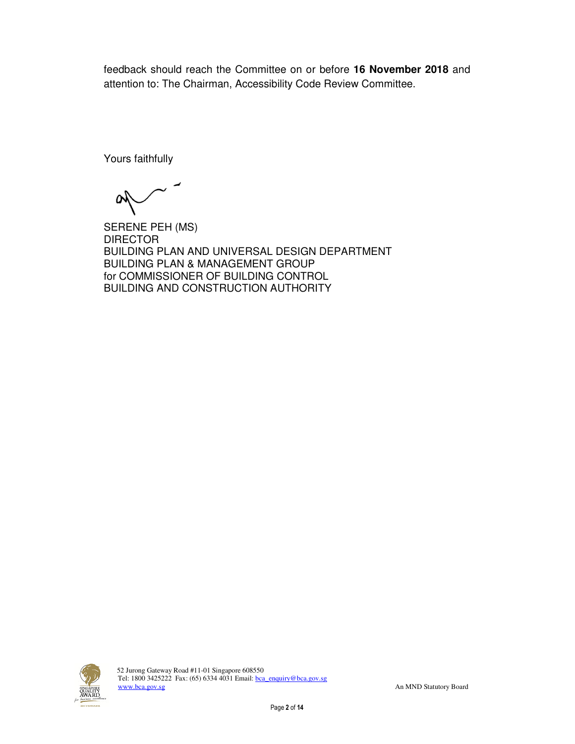feedback should reach the Committee on or before **16 November 2018** and attention to: The Chairman, Accessibility Code Review Committee.

Yours faithfully

SERENE PEH (MS)
DIRECTOR
BUILDING PLAN AND UNIVERSAL DESIGN DEPARTMENT
BUILDING PLAN & MANAGEMENT GROUP
for COMMISSIONER OF BUILDING CONTROL
BUILDING AND CONSTRUCTION AUTHORITY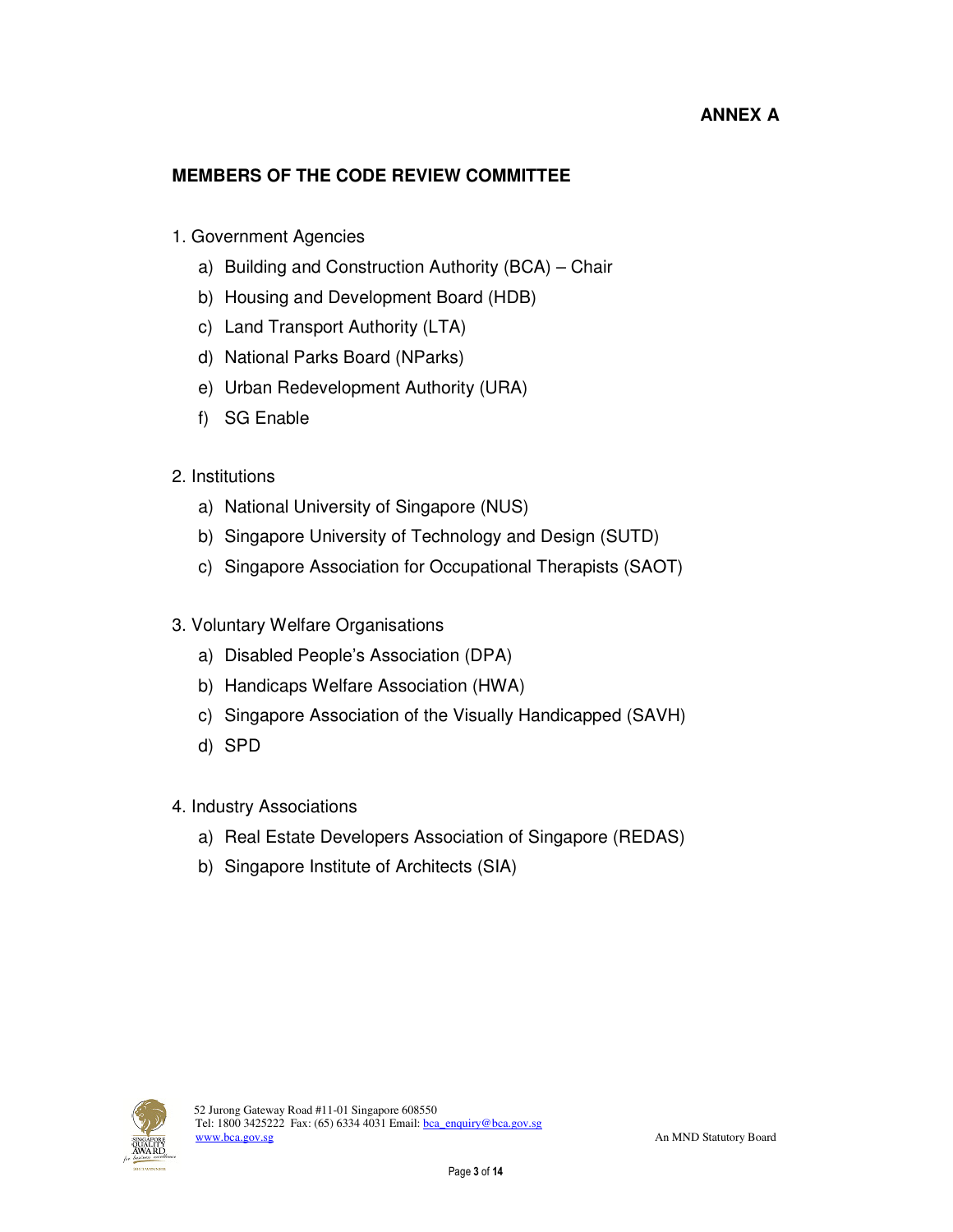**ANNEX A**

## MEMBERS OF THE CODE REVIEW COMMITTEE

1. Government Agencies
   a) Building and Construction Authority (BCA) – Chair
   b) Housing and Development Board (HDB)
   c) Land Transport Authority (LTA)
   d) National Parks Board (NParks)
   e) Urban Redevelopment Authority (URA)
   f) SG Enable

2. Institutions
   a) National University of Singapore (NUS)
   b) Singapore University of Technology and Design (SUTD)
   c) Singapore Association for Occupational Therapists (SAOT)

3. Voluntary Welfare Organisations
   a) Disabled People's Association (DPA)
   b) Handicaps Welfare Association (HWA)
   c) Singapore Association of the Visually Handicapped (SAVH)
   d) SPD

4. Industry Associations
   a) Real Estate Developers Association of Singapore (REDAS)
   b) Singapore Institute of Architects (SIA)

52 Jurong Gateway Road #11-01 Singapore 608550
Tel: 1800 3425222 Fax: (65) 6334 4031 Email: bca_enquiry@bca.gov.sg
www.bca.gov.sg

An MND Statutory Board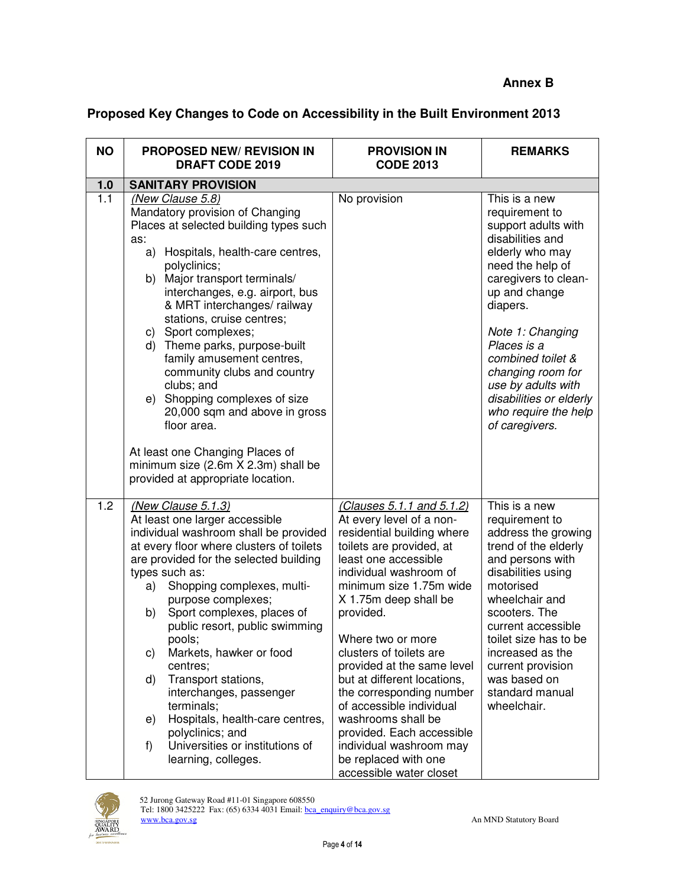**Annex B**

## Proposed Key Changes to Code on Accessibility in the Built Environment 2013

| NO | PROPOSED NEW/ REVISION IN DRAFT CODE 2019 | PROVISION IN CODE 2013 | REMARKS |
|---|---|---|---|
| **1.0** | **SANITARY PROVISION** | | |
| 1.1 | *(New Clause 5.8)*<br>Mandatory provision of Changing Places at selected building types such as:<br>a) Hospitals, health-care centres, polyclinics;<br>b) Major transport terminals/ interchanges, e.g. airport, bus & MRT interchanges/ railway stations, cruise centres;<br>c) Sport complexes;<br>d) Theme parks, purpose-built family amusement centres, community clubs and country clubs; and<br>e) Shopping complexes of size 20,000 sqm and above in gross floor area.<br><br>At least one Changing Places of minimum size (2.6m X 2.3m) shall be provided at appropriate location. | No provision | This is a new requirement to support adults with disabilities and elderly who may need the help of caregivers to clean-up and change diapers.<br><br>*Note 1: Changing Places is a combined toilet & changing room for use by adults with disabilities or elderly who require the help of caregivers.* |
| 1.2 | *(New Clause 5.1.3)*<br>At least one larger accessible individual washroom shall be provided at every floor where clusters of toilets are provided for the selected building types such as:<br>a) Shopping complexes, multi-purpose complexes;<br>b) Sport complexes, places of public resort, public swimming pools;<br>c) Markets, hawker or food centres;<br>d) Transport stations, interchanges, passenger terminals;<br>e) Hospitals, health-care centres, polyclinics; and<br>f) Universities or institutions of learning, colleges. | *(Clauses 5.1.1 and 5.1.2)*<br>At every level of a non-residential building where toilets are provided, at least one accessible individual washroom of minimum size 1.75m wide X 1.75m deep shall be provided.<br><br>Where two or more clusters of toilets are provided at the same level but at different locations, the corresponding number of accessible individual washrooms shall be provided. Each accessible individual washroom may be replaced with one accessible water closet | This is a new requirement to address the growing trend of the elderly and persons with disabilities using motorised wheelchair and scooters. The current accessible toilet size has to be increased as the current provision was based on standard manual wheelchair. |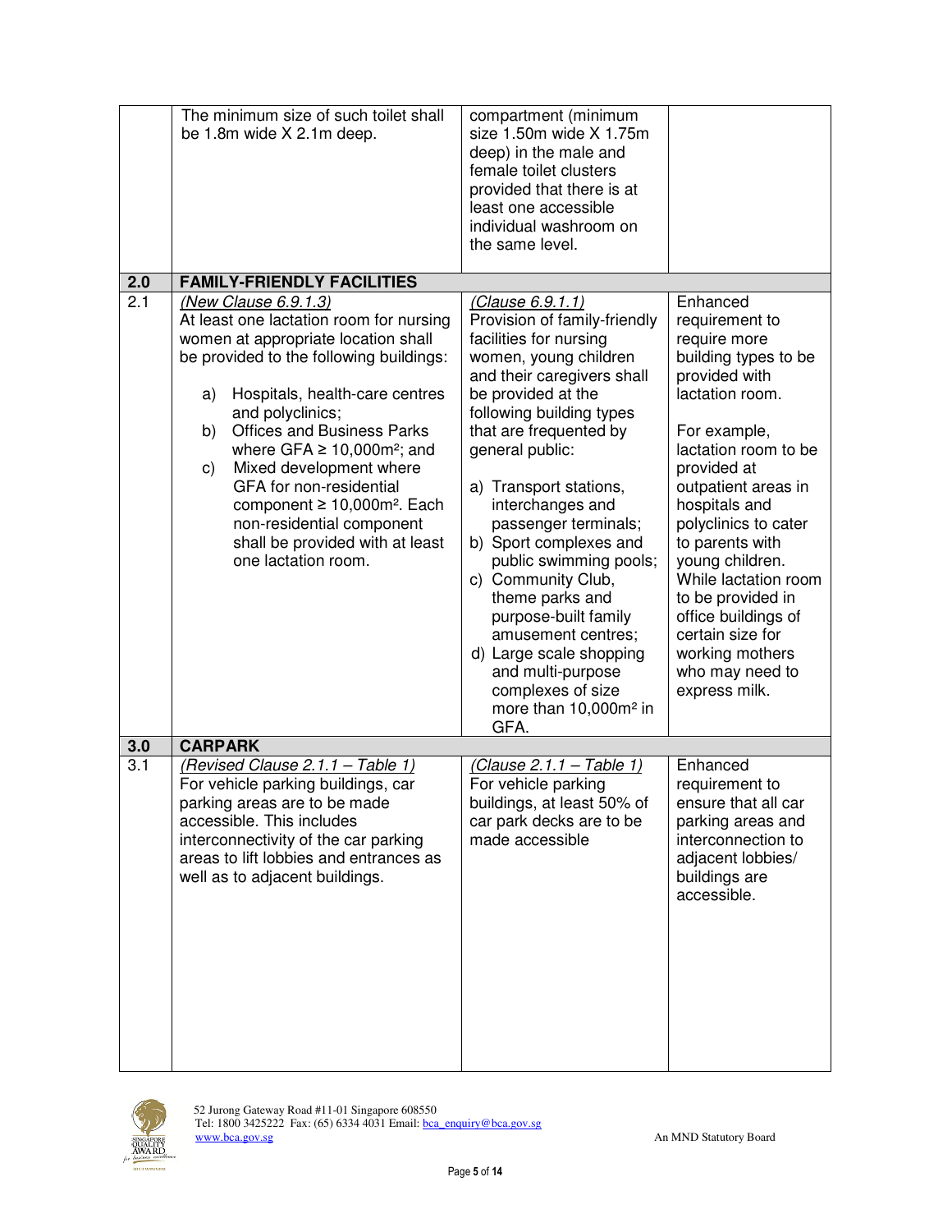| | | | |
|---|---|---|---|
| | The minimum size of such toilet shall be 1.8m wide X 2.1m deep. | compartment (minimum size 1.50m wide X 1.75m deep) in the male and female toilet clusters provided that there is at least one accessible individual washroom on the same level. | |
| **2.0** | **FAMILY-FRIENDLY FACILITIES** | | |
| 2.1 | *(New Clause 6.9.1.3)*<br>At least one lactation room for nursing women at appropriate location shall be provided to the following buildings:<br>a) Hospitals, health-care centres and polyclinics;<br>b) Offices and Business Parks where GFA ≥ 10,000m²; and<br>c) Mixed development where GFA for non-residential component ≥ 10,000m². Each non-residential component shall be provided with at least one lactation room. | *(Clause 6.9.1.1)*<br>Provision of family-friendly facilities for nursing women, young children and their caregivers shall be provided at the following building types that are frequented by general public:<br>a) Transport stations, interchanges and passenger terminals;<br>b) Sport complexes and public swimming pools;<br>c) Community Club, theme parks and purpose-built family amusement centres;<br>d) Large scale shopping and multi-purpose complexes of size more than 10,000m² in GFA. | Enhanced requirement to require more building types to be provided with lactation room.<br><br>For example, lactation room to be provided at outpatient areas in hospitals and polyclinics to cater to parents with young children. While lactation room to be provided in office buildings of certain size for working mothers who may need to express milk. |
| **3.0** | **CARPARK** | | |
| 3.1 | *(Revised Clause 2.1.1 – Table 1)*<br>For vehicle parking buildings, car parking areas are to be made accessible. This includes interconnectivity of the car parking areas to lift lobbies and entrances as well as to adjacent buildings. | *(Clause 2.1.1 – Table 1)*<br>For vehicle parking buildings, at least 50% of car park decks are to be made accessible | Enhanced requirement to ensure that all car parking areas and interconnection to adjacent lobbies/ buildings are accessible. |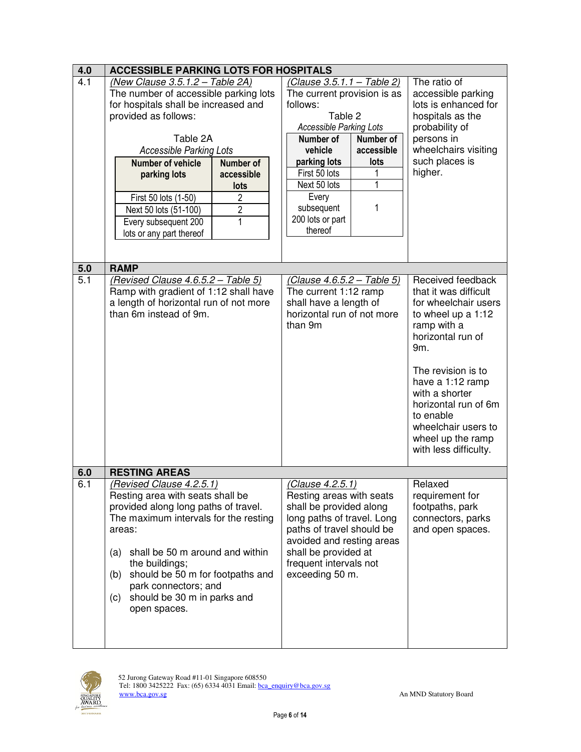| 4.0 | ACCESSIBLE PARKING LOTS FOR HOSPITALS | | |
|---|---|---|---|
| 4.1 | *(New Clause 3.5.1.2 – Table 2A)*<br>The number of accessible parking lots for hospitals shall be increased and provided as follows:<br><br>Table 2A<br>*Accessible Parking Lots*<br><br>**Number of vehicle parking lots** / **Number of accessible lots**<br>First 50 lots (1-50) / 2<br>Next 50 lots (51-100) / 2<br>Every subsequent 200 lots or any part thereof / 1 | *(Clause 3.5.1.1 – Table 2)*<br>The current provision is as follows:<br><br>Table 2<br>*Accessible Parking Lots*<br><br>**Number of vehicle parking lots** / **Number of accessible lots**<br>First 50 lots / 1<br>Next 50 lots / 1<br>Every subsequent 200 lots or part thereof / 1 | The ratio of accessible parking lots is enhanced for hospitals as the probability of persons in wheelchairs visiting such places is higher. |
| **5.0** | **RAMP** | | |
| 5.1 | *(Revised Clause 4.6.5.2 – Table 5)*<br>Ramp with gradient of 1:12 shall have a length of horizontal run of not more than 6m instead of 9m. | *(Clause 4.6.5.2 – Table 5)*<br>The current 1:12 ramp shall have a length of horizontal run of not more than 9m | Received feedback that it was difficult for wheelchair users to wheel up a 1:12 ramp with a horizontal run of 9m.<br><br>The revision is to have a 1:12 ramp with a shorter horizontal run of 6m to enable wheelchair users to wheel up the ramp with less difficulty. |
| **6.0** | **RESTING AREAS** | | |
| 6.1 | *(Revised Clause 4.2.5.1)*<br>Resting area with seats shall be provided along long paths of travel. The maximum intervals for the resting areas:<br><br>(a) shall be 50 m around and within the buildings;<br>(b) should be 50 m for footpaths and park connectors; and<br>(c) should be 30 m in parks and open spaces. | *(Clause 4.2.5.1)*<br>Resting areas with seats shall be provided along long paths of travel. Long paths of travel should be avoided and resting areas shall be provided at frequent intervals not exceeding 50 m. | Relaxed requirement for footpaths, park connectors, parks and open spaces. |

52 Jurong Gateway Road #11-01 Singapore 608550
Tel: 1800 3425222 Fax: (65) 6334 4031 Email: bca_enquiry@bca.gov.sg
www.bca.gov.sg

An MND Statutory Board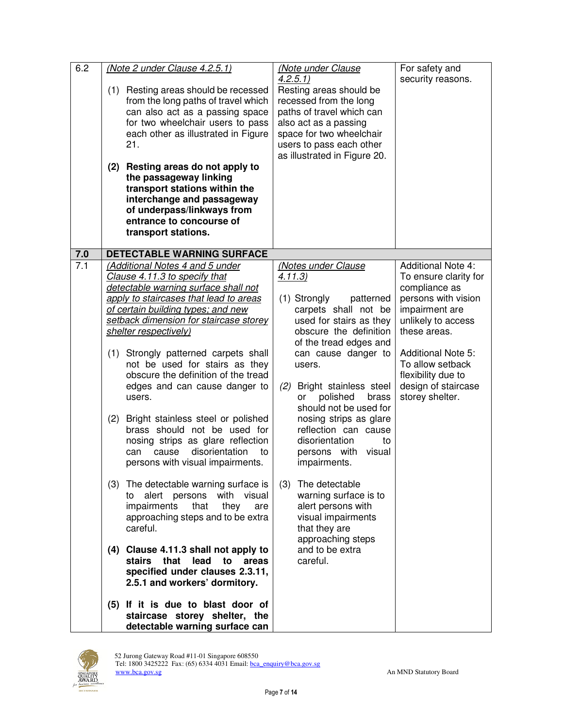| 6.2 | *(Note 2 under Clause 4.2.5.1)*<br><br>(1) Resting areas should be recessed from the long paths of travel which can also act as a passing space for two wheelchair users to pass each other as illustrated in Figure 21.<br><br>**(2) Resting areas do not apply to the passageway linking transport stations within the interchange and passageway of underpass/linkways from entrance to concourse of transport stations.** | *(Note under Clause 4.2.5.1)*<br>Resting areas should be recessed from the long paths of travel which can also act as a passing space for two wheelchair users to pass each other as illustrated in Figure 20. | For safety and security reasons. |
|---|---|---|---|
| **7.0** | **DETECTABLE WARNING SURFACE** | | |
| 7.1 | *(Additional Notes 4 and 5 under Clause 4.11.3 to specify that detectable warning surface shall not apply to staircases that lead to areas of certain building types; and new setback dimension for staircase storey shelter respectively)*<br><br>(1) Strongly patterned carpets shall not be used for stairs as they obscure the definition of the tread edges and can cause danger to users.<br><br>(2) Bright stainless steel or polished brass should not be used for nosing strips as glare reflection can cause disorientation to persons with visual impairments.<br><br>(3) The detectable warning surface is to alert persons with visual impairments that they are approaching steps and to be extra careful.<br><br>**(4) Clause 4.11.3 shall not apply to stairs that lead to areas specified under clauses 2.3.11, 2.5.1 and workers' dormitory.**<br><br>**(5) If it is due to blast door of staircase storey shelter, the detectable warning surface can** | *(Notes under Clause 4.11.3)*<br><br>(1) Strongly patterned carpets shall not be used for stairs as they obscure the definition of the tread edges and can cause danger to users.<br><br>*(2)* Bright stainless steel or polished brass should not be used for nosing strips as glare reflection can cause disorientation to persons with visual impairments.<br><br>(3) The detectable warning surface is to alert persons with visual impairments that they are approaching steps and to be extra careful. | Additional Note 4: To ensure clarity for compliance as persons with vision impairment are unlikely to access these areas.<br><br>Additional Note 5: To allow setback flexibility due to design of staircase storey shelter. |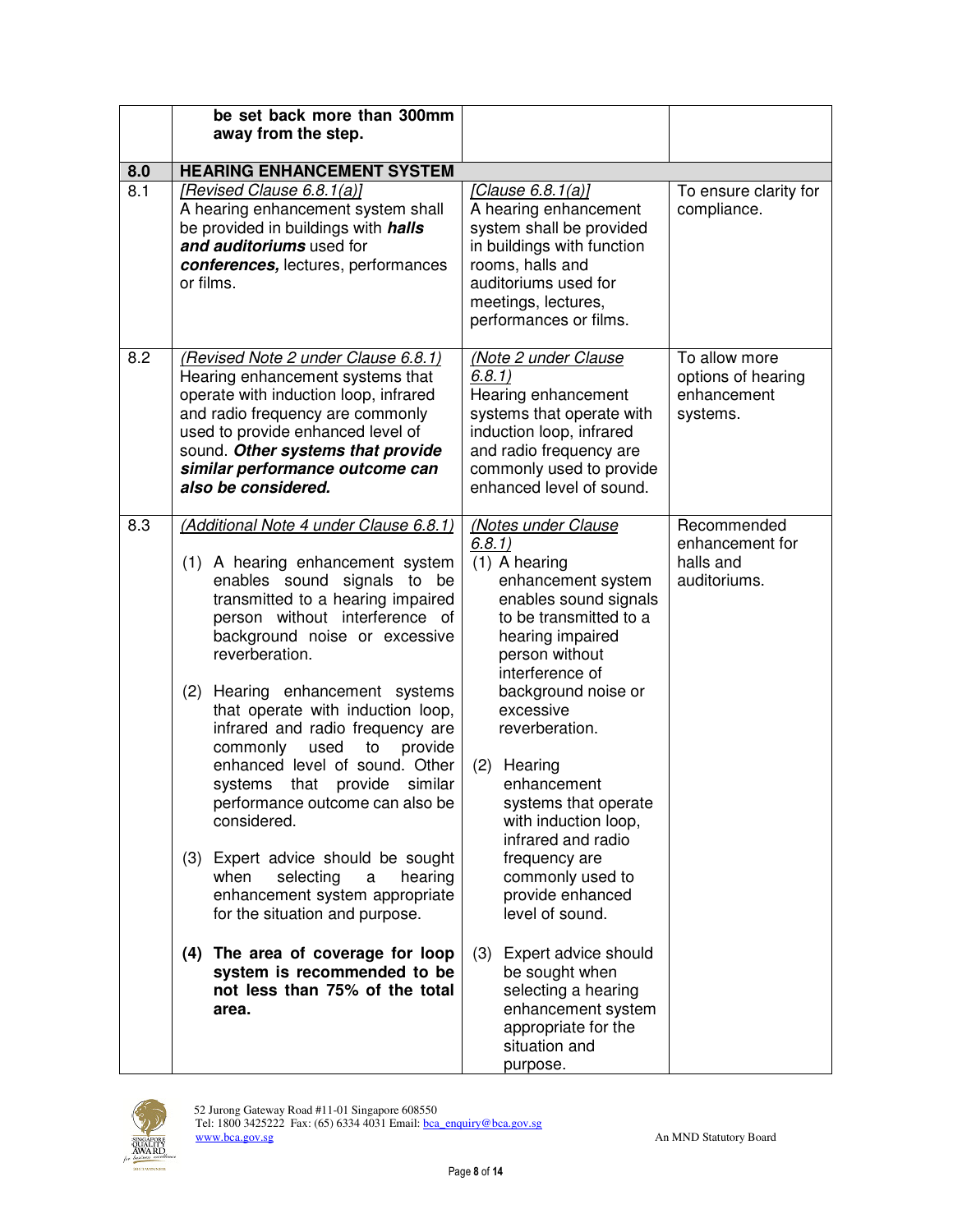| | | | |
|---|---|---|---|
| | **be set back more than 300mm away from the step.** | | |
| **8.0** | **HEARING ENHANCEMENT SYSTEM** | | |
| 8.1 | *[Revised Clause 6.8.1(a)]*<br>A hearing enhancement system shall be provided in buildings with ***halls and auditoriums*** used for ***conferences,*** lectures, performances or films. | *[Clause 6.8.1(a)]*<br>A hearing enhancement system shall be provided in buildings with function rooms, halls and auditoriums used for meetings, lectures, performances or films. | To ensure clarity for compliance. |
| 8.2 | *(Revised Note 2 under Clause 6.8.1)*<br>Hearing enhancement systems that operate with induction loop, infrared and radio frequency are commonly used to provide enhanced level of sound. ***Other systems that provide similar performance outcome can also be considered.*** | *(Note 2 under Clause 6.8.1)*<br>Hearing enhancement systems that operate with induction loop, infrared and radio frequency are commonly used to provide enhanced level of sound. | To allow more options of hearing enhancement systems. |
| 8.3 | *(Additional Note 4 under Clause 6.8.1)*<br>(1) A hearing enhancement system enables sound signals to be transmitted to a hearing impaired person without interference of background noise or excessive reverberation.<br>(2) Hearing enhancement systems that operate with induction loop, infrared and radio frequency are commonly used to provide enhanced level of sound. Other systems that provide similar performance outcome can also be considered.<br>(3) Expert advice should be sought when selecting a hearing enhancement system appropriate for the situation and purpose.<br>**(4) The area of coverage for loop system is recommended to be not less than 75% of the total area.** | *(Notes under Clause 6.8.1)*<br>(1) A hearing enhancement system enables sound signals to be transmitted to a hearing impaired person without interference of background noise or excessive reverberation.<br>(2) Hearing enhancement systems that operate with induction loop, infrared and radio frequency are commonly used to provide enhanced level of sound.<br>(3) Expert advice should be sought when selecting a hearing enhancement system appropriate for the situation and purpose. | Recommended enhancement for halls and auditoriums. |

52 Jurong Gateway Road #11-01 Singapore 608550
Tel: 1800 3425222 Fax: (65) 6334 4031 Email: bca_enquiry@bca.gov.sg
www.bca.gov.sg

An MND Statutory Board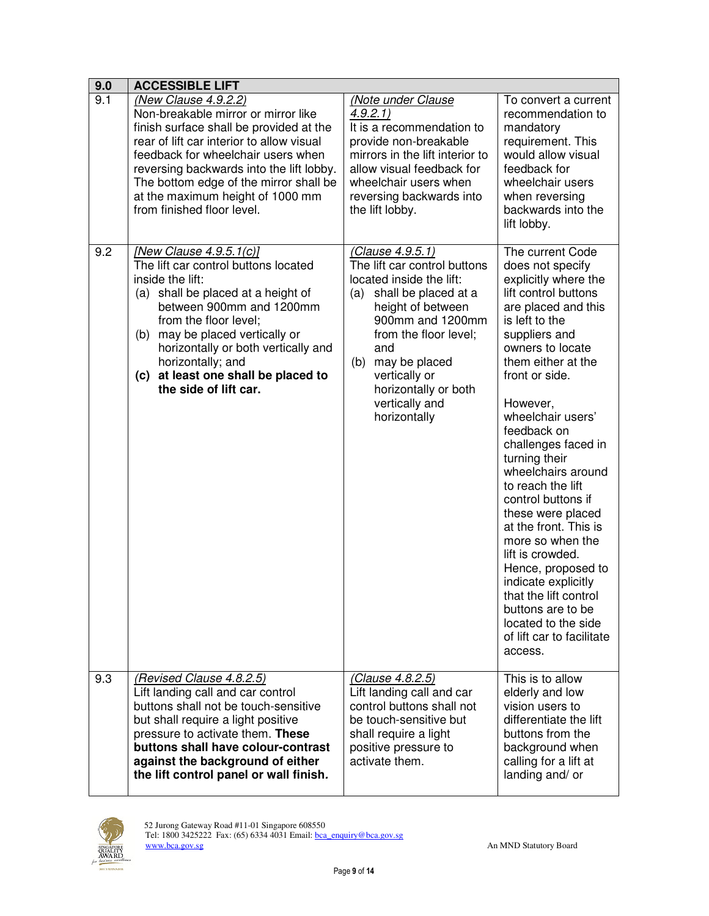| 9.0 | ACCESSIBLE LIFT | | |
|---|---|---|---|
| 9.1 | *(New Clause 4.9.2.2)*<br>Non-breakable mirror or mirror like finish surface shall be provided at the rear of lift car interior to allow visual feedback for wheelchair users when reversing backwards into the lift lobby. The bottom edge of the mirror shall be at the maximum height of 1000 mm from finished floor level. | *(Note under Clause 4.9.2.1)*<br>It is a recommendation to provide non-breakable mirrors in the lift interior to allow visual feedback for wheelchair users when reversing backwards into the lift lobby. | To convert a current recommendation to mandatory requirement. This would allow visual feedback for wheelchair users when reversing backwards into the lift lobby. |
| 9.2 | *[New Clause 4.9.5.1(c)]*<br>The lift car control buttons located inside the lift:<br>(a) shall be placed at a height of between 900mm and 1200mm from the floor level;<br>(b) may be placed vertically or horizontally or both vertically and horizontally; and<br>**(c) at least one shall be placed to the side of lift car.** | *(Clause 4.9.5.1)*<br>The lift car control buttons located inside the lift:<br>(a) shall be placed at a height of between 900mm and 1200mm from the floor level; and<br>(b) may be placed vertically or horizontally or both vertically and horizontally | The current Code does not specify explicitly where the lift control buttons are placed and this is left to the suppliers and owners to locate them either at the front or side.<br><br>However, wheelchair users' feedback on challenges faced in turning their wheelchairs around to reach the lift control buttons if these were placed at the front. This is more so when the lift is crowded. Hence, proposed to indicate explicitly that the lift control buttons are to be located to the side of lift car to facilitate access. |
| 9.3 | *(Revised Clause 4.8.2.5)*<br>Lift landing call and car control buttons shall not be touch-sensitive but shall require a light positive pressure to activate them. **These buttons shall have colour-contrast against the background of either the lift control panel or wall finish.** | *(Clause 4.8.2.5)*<br>Lift landing call and car control buttons shall not be touch-sensitive but shall require a light positive pressure to activate them. | This is to allow elderly and low vision users to differentiate the lift buttons from the background when calling for a lift at landing and/ or |

52 Jurong Gateway Road #11-01 Singapore 608550
Tel: 1800 3425222 Fax: (65) 6334 4031 Email: bca_enquiry@bca.gov.sg
www.bca.gov.sg

An MND Statutory Board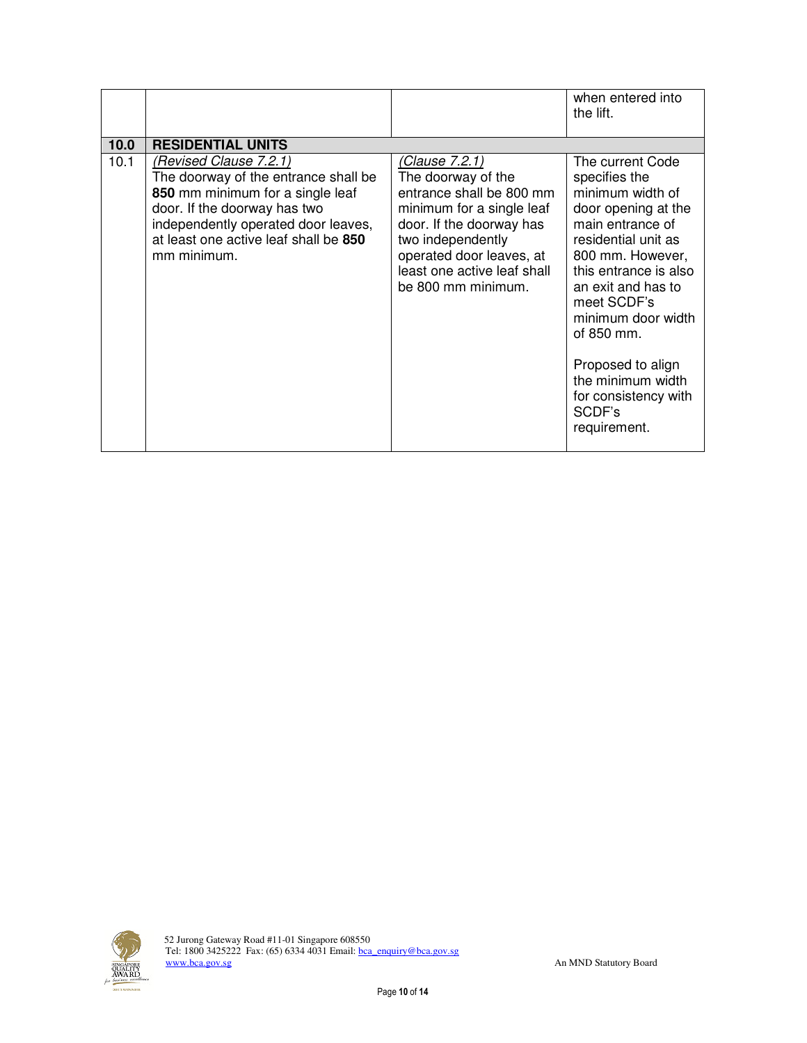| | | | |
|---|---|---|---|
| | | | when entered into the lift. |
| **10.0** | **RESIDENTIAL UNITS** | | |
| 10.1 | *(Revised Clause 7.2.1)* The doorway of the entrance shall be **850** mm minimum for a single leaf door. If the doorway has two independently operated door leaves, at least one active leaf shall be **850** mm minimum. | *(Clause 7.2.1)* The doorway of the entrance shall be 800 mm minimum for a single leaf door. If the doorway has two independently operated door leaves, at least one active leaf shall be 800 mm minimum. | The current Code specifies the minimum width of door opening at the main entrance of residential unit as 800 mm. However, this entrance is also an exit and has to meet SCDF's minimum door width of 850 mm.<br><br>Proposed to align the minimum width for consistency with SCDF's requirement. |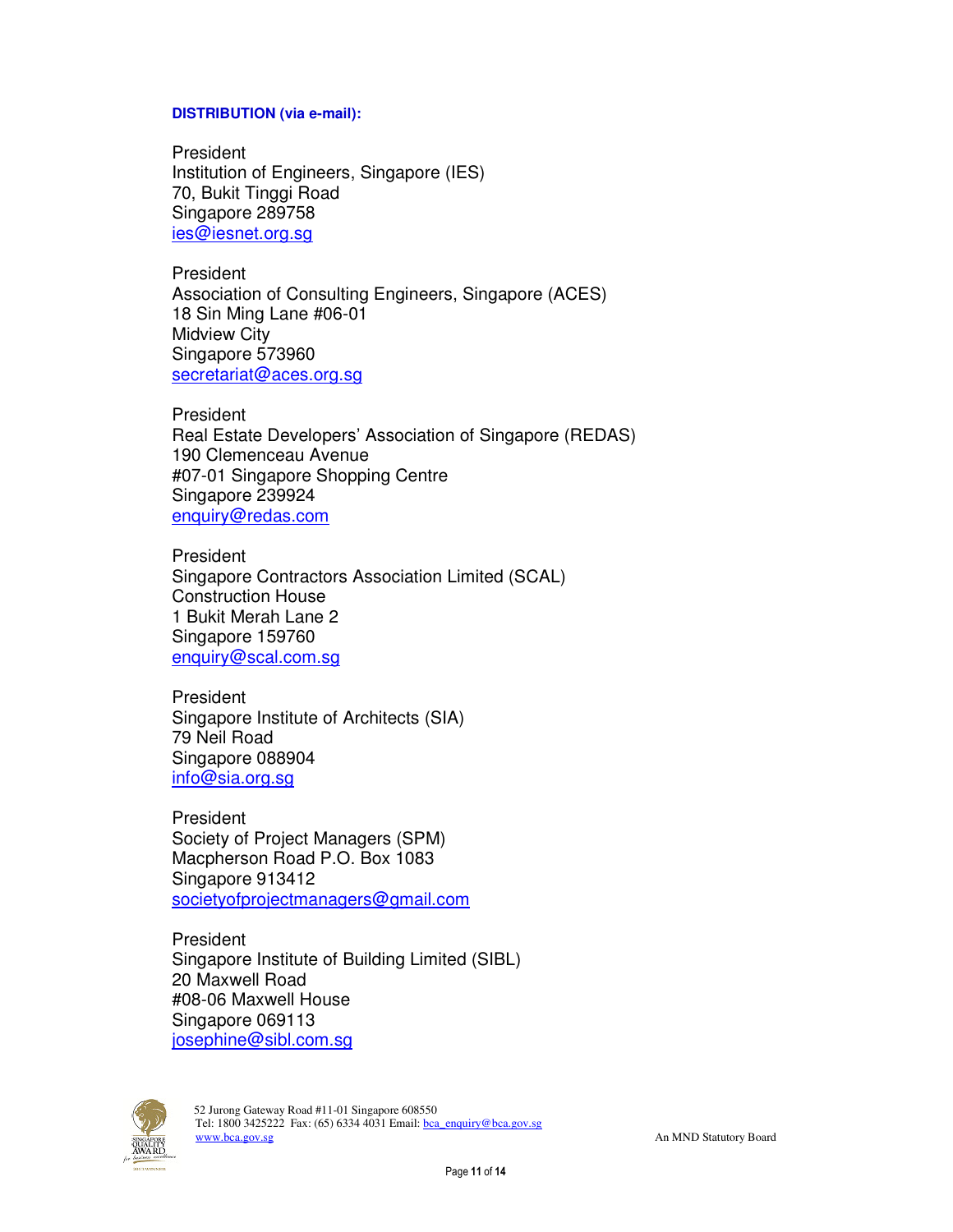**DISTRIBUTION (via e-mail):**

President
Institution of Engineers, Singapore (IES)
70, Bukit Tinggi Road
Singapore 289758
ies@iesnet.org.sg

President
Association of Consulting Engineers, Singapore (ACES)
18 Sin Ming Lane #06-01
Midview City
Singapore 573960
secretariat@aces.org.sg

President
Real Estate Developers' Association of Singapore (REDAS)
190 Clemenceau Avenue
#07-01 Singapore Shopping Centre
Singapore 239924
enquiry@redas.com

President
Singapore Contractors Association Limited (SCAL)
Construction House
1 Bukit Merah Lane 2
Singapore 159760
enquiry@scal.com.sg

President
Singapore Institute of Architects (SIA)
79 Neil Road
Singapore 088904
info@sia.org.sg

President
Society of Project Managers (SPM)
Macpherson Road P.O. Box 1083
Singapore 913412
societyofprojectmanagers@gmail.com

President
Singapore Institute of Building Limited (SIBL)
20 Maxwell Road
#08-06 Maxwell House
Singapore 069113
josephine@sibl.com.sg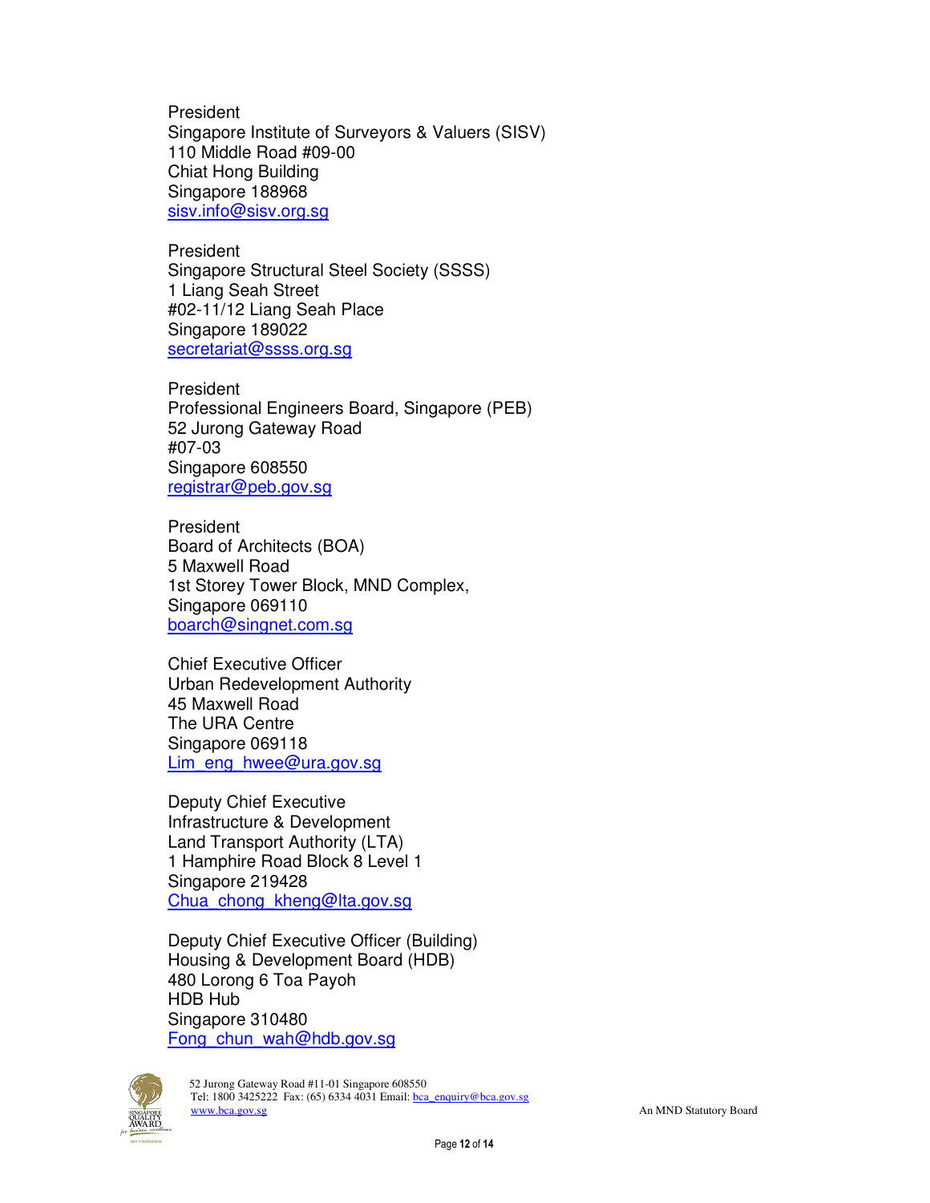President
Singapore Institute of Surveyors & Valuers (SISV)
110 Middle Road #09-00
Chiat Hong Building
Singapore 188968
sisv.info@sisv.org.sg

President
Singapore Structural Steel Society (SSSS)
1 Liang Seah Street
#02-11/12 Liang Seah Place
Singapore 189022
secretariat@ssss.org.sg

President
Professional Engineers Board, Singapore (PEB)
52 Jurong Gateway Road
#07-03
Singapore 608550
registrar@peb.gov.sg

President
Board of Architects (BOA)
5 Maxwell Road
1st Storey Tower Block, MND Complex,
Singapore 069110
boarch@singnet.com.sg

Chief Executive Officer
Urban Redevelopment Authority
45 Maxwell Road
The URA Centre
Singapore 069118
Lim_eng_hwee@ura.gov.sg

Deputy Chief Executive
Infrastructure & Development
Land Transport Authority (LTA)
1 Hamphire Road Block 8 Level 1
Singapore 219428
Chua_chong_kheng@lta.gov.sg

Deputy Chief Executive Officer (Building)
Housing & Development Board (HDB)
480 Lorong 6 Toa Payoh
HDB Hub
Singapore 310480
Fong_chun_wah@hdb.gov.sg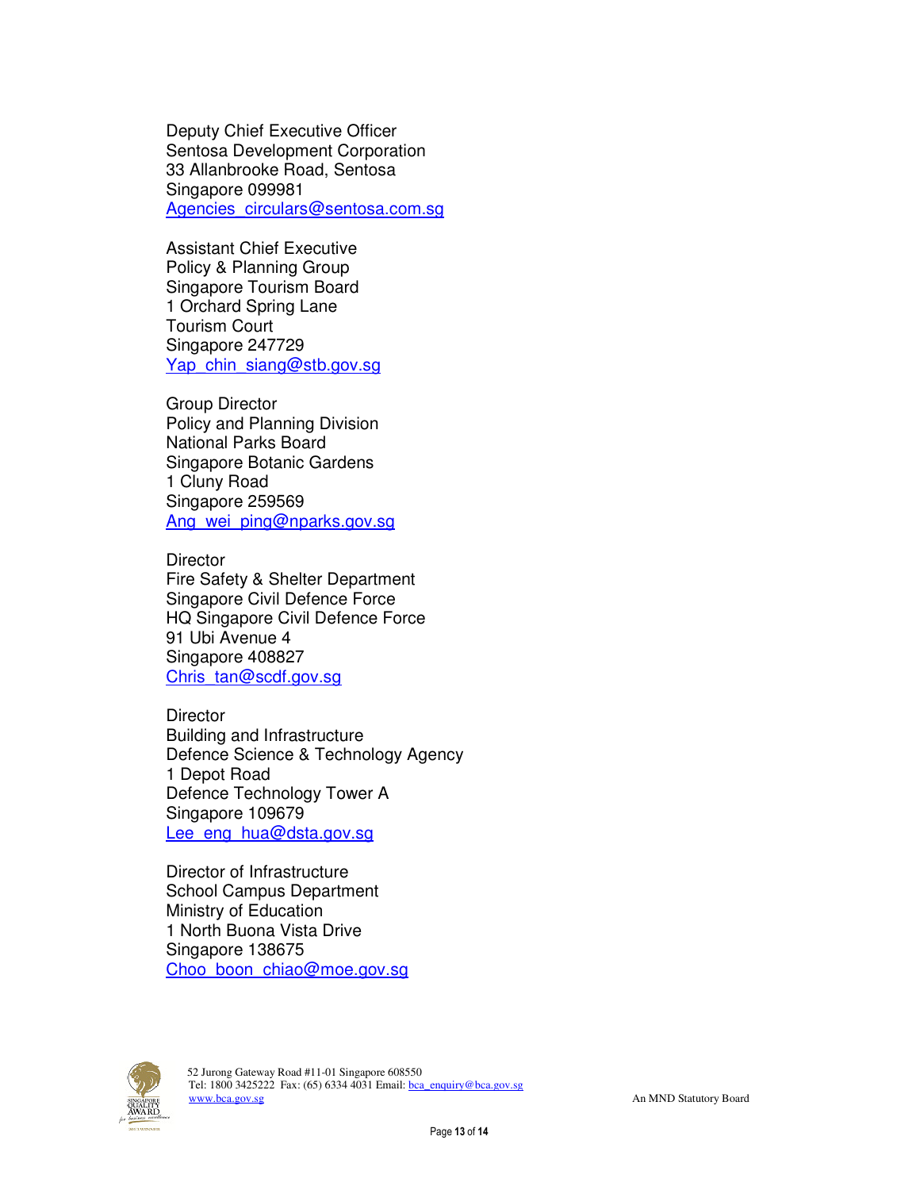Deputy Chief Executive Officer
Sentosa Development Corporation
33 Allanbrooke Road, Sentosa
Singapore 099981
Agencies_circulars@sentosa.com.sg

Assistant Chief Executive
Policy & Planning Group
Singapore Tourism Board
1 Orchard Spring Lane
Tourism Court
Singapore 247729
Yap_chin_siang@stb.gov.sg

Group Director
Policy and Planning Division
National Parks Board
Singapore Botanic Gardens
1 Cluny Road
Singapore 259569
Ang_wei_ping@nparks.gov.sg

Director
Fire Safety & Shelter Department
Singapore Civil Defence Force
HQ Singapore Civil Defence Force
91 Ubi Avenue 4
Singapore 408827
Chris_tan@scdf.gov.sg

Director
Building and Infrastructure
Defence Science & Technology Agency
1 Depot Road
Defence Technology Tower A
Singapore 109679
Lee_eng_hua@dsta.gov.sg

Director of Infrastructure
School Campus Department
Ministry of Education
1 North Buona Vista Drive
Singapore 138675
Choo_boon_chiao@moe.gov.sg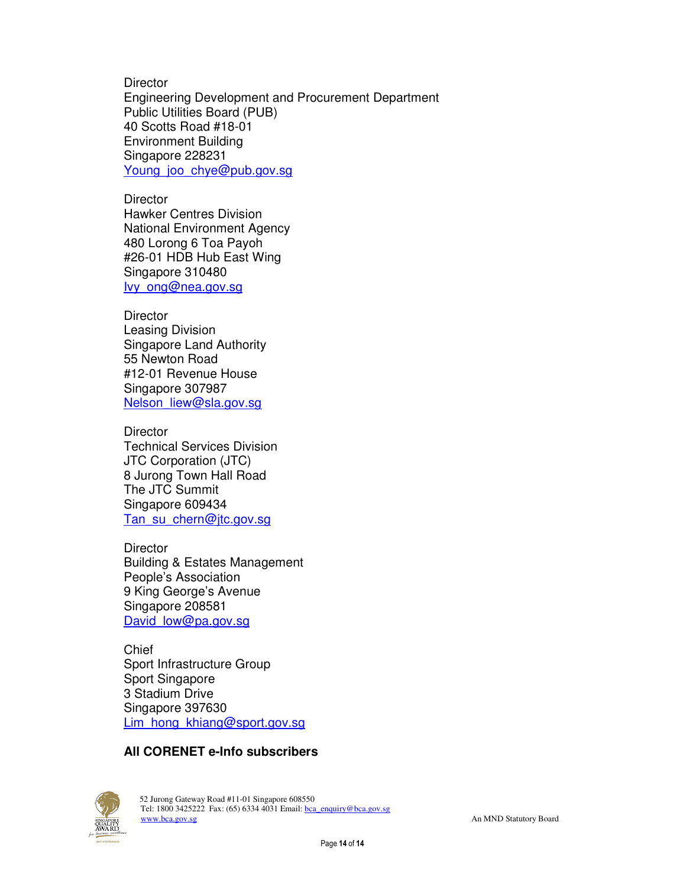Director
Engineering Development and Procurement Department
Public Utilities Board (PUB)
40 Scotts Road #18-01
Environment Building
Singapore 228231
Young_joo_chye@pub.gov.sg

Director
Hawker Centres Division
National Environment Agency
480 Lorong 6 Toa Payoh
#26-01 HDB Hub East Wing
Singapore 310480
Ivy_ong@nea.gov.sg

Director
Leasing Division
Singapore Land Authority
55 Newton Road
#12-01 Revenue House
Singapore 307987
Nelson_liew@sla.gov.sg

Director
Technical Services Division
JTC Corporation (JTC)
8 Jurong Town Hall Road
The JTC Summit
Singapore 609434
Tan_su_chern@jtc.gov.sg

Director
Building & Estates Management
People's Association
9 King George's Avenue
Singapore 208581
David_low@pa.gov.sg

Chief
Sport Infrastructure Group
Sport Singapore
3 Stadium Drive
Singapore 397630
Lim_hong_khiang@sport.gov.sg

**All CORENET e-Info subscribers**